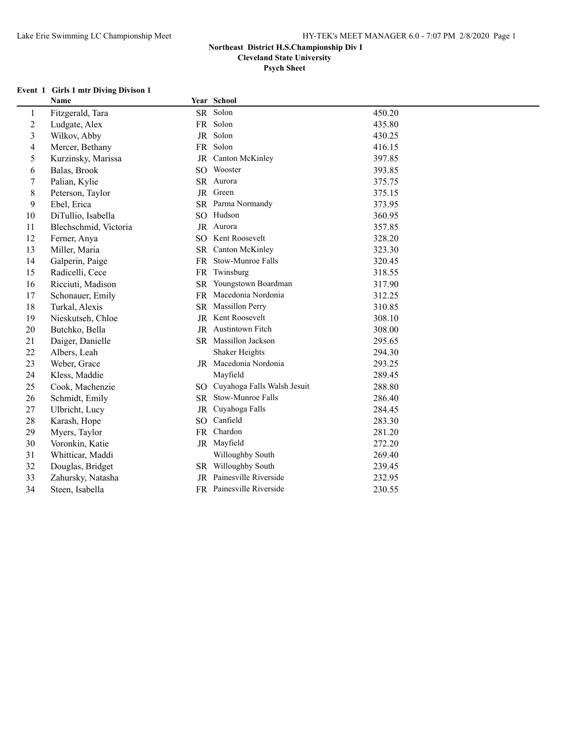**Northeast District H.S.Championship Div I**
**Cleveland State University**
**Psych Sheet**

### Event 1 Girls 1 mtr Diving Divison 1

| | Name | Year | School | |
|---|---|---|---|---|
| 1 | Fitzgerald, Tara | SR | Solon | 450.20 |
| 2 | Ludgate, Alex | FR | Solon | 435.80 |
| 3 | Wilkov, Abby | JR | Solon | 430.25 |
| 4 | Mercer, Bethany | FR | Solon | 416.15 |
| 5 | Kurzinsky, Marissa | JR | Canton McKinley | 397.85 |
| 6 | Balas, Brook | SO | Wooster | 393.85 |
| 7 | Palian, Kylie | SR | Aurora | 375.75 |
| 8 | Peterson, Taylor | JR | Green | 375.15 |
| 9 | Ebel, Erica | SR | Parma Normandy | 373.95 |
| 10 | DiTullio, Isabella | SO | Hudson | 360.95 |
| 11 | Blechschmid, Victoria | JR | Aurora | 357.85 |
| 12 | Ferner, Anya | SO | Kent Roosevelt | 328.20 |
| 13 | Miller, Maria | SR | Canton McKinley | 323.30 |
| 14 | Galperin, Paige | FR | Stow-Munroe Falls | 320.45 |
| 15 | Radicelli, Cece | FR | Twinsburg | 318.55 |
| 16 | Ricciuti, Madison | SR | Youngstown Boardman | 317.90 |
| 17 | Schonauer, Emily | FR | Macedonia Nordonia | 312.25 |
| 18 | Turkal, Alexis | SR | Massillon Perry | 310.85 |
| 19 | Nieskutseh, Chloe | JR | Kent Roosevelt | 308.10 |
| 20 | Butchko, Bella | JR | Austintown Fitch | 308.00 |
| 21 | Daiger, Danielle | SR | Massillon Jackson | 295.65 |
| 22 | Albers, Leah | | Shaker Heights | 294.30 |
| 23 | Weber, Grace | JR | Macedonia Nordonia | 293.25 |
| 24 | Kless, Maddie | | Mayfield | 289.45 |
| 25 | Cook, Machenzie | SO | Cuyahoga Falls Walsh Jesuit | 288.80 |
| 26 | Schmidt, Emily | SR | Stow-Munroe Falls | 286.40 |
| 27 | Ulbricht, Lucy | JR | Cuyahoga Falls | 284.45 |
| 28 | Karash, Hope | SO | Canfield | 283.30 |
| 29 | Myers, Taylor | FR | Chardon | 281.20 |
| 30 | Voronkin, Katie | JR | Mayfield | 272.20 |
| 31 | Whitticar, Maddi | | Willoughby South | 269.40 |
| 32 | Douglas, Bridget | SR | Willoughby South | 239.45 |
| 33 | Zahursky, Natasha | JR | Painesville Riverside | 232.95 |
| 34 | Steen, Isabella | FR | Painesville Riverside | 230.55 |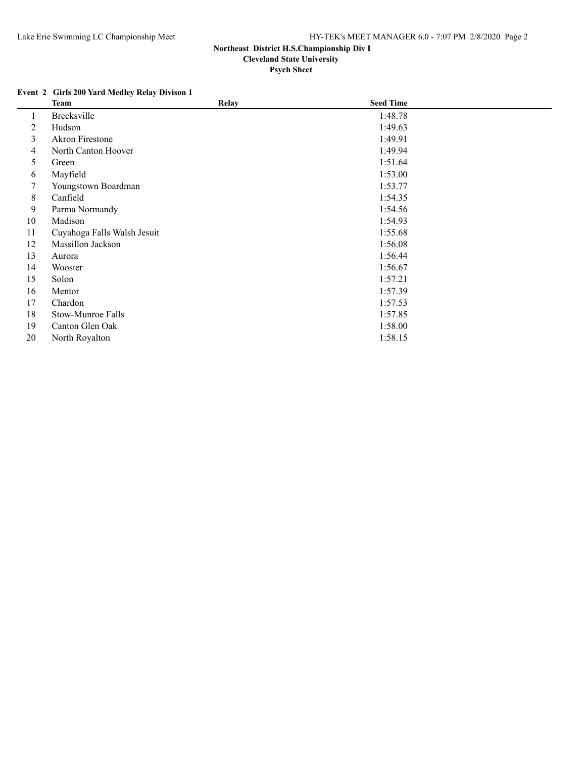**Northeast District H.S.Championship Div I**
**Cleveland State University**
**Psych Sheet**

### Event 2 Girls 200 Yard Medley Relay Divison 1

| | Team | Relay | Seed Time |
|---|---|---|---|
| 1 | Brecksville | | 1:48.78 |
| 2 | Hudson | | 1:49.63 |
| 3 | Akron Firestone | | 1:49.91 |
| 4 | North Canton Hoover | | 1:49.94 |
| 5 | Green | | 1:51.64 |
| 6 | Mayfield | | 1:53.00 |
| 7 | Youngstown Boardman | | 1:53.77 |
| 8 | Canfield | | 1:54.35 |
| 9 | Parma Normandy | | 1:54.56 |
| 10 | Madison | | 1:54.93 |
| 11 | Cuyahoga Falls Walsh Jesuit | | 1:55.68 |
| 12 | Massillon Jackson | | 1:56.08 |
| 13 | Aurora | | 1:56.44 |
| 14 | Wooster | | 1:56.67 |
| 15 | Solon | | 1:57.21 |
| 16 | Mentor | | 1:57.39 |
| 17 | Chardon | | 1:57.53 |
| 18 | Stow-Munroe Falls | | 1:57.85 |
| 19 | Canton Glen Oak | | 1:58.00 |
| 20 | North Royalton | | 1:58.15 |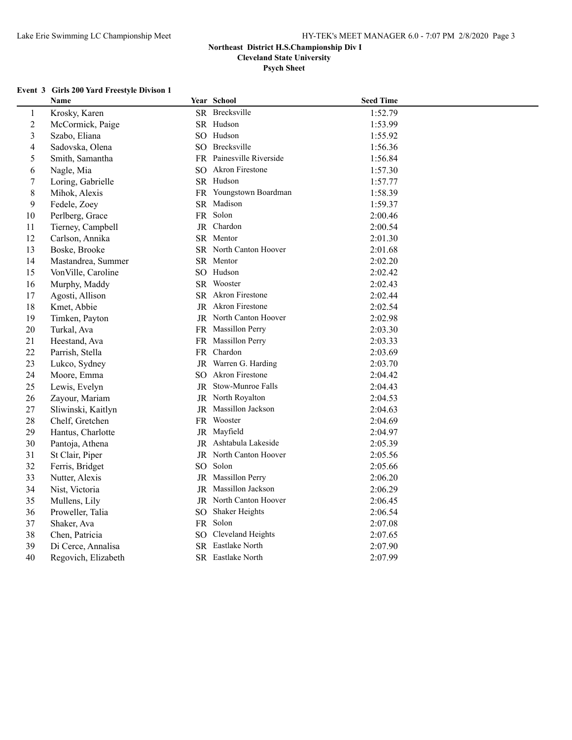## Northeast District H.S.Championship Div I

### Cleveland State University

### Psych Sheet

**Event 3 Girls 200 Yard Freestyle Divison 1**

| | Name | Year | School | Seed Time |
|---|---|---|---|---|
| 1 | Krosky, Karen | SR | Brecksville | 1:52.79 |
| 2 | McCormick, Paige | SR | Hudson | 1:53.99 |
| 3 | Szabo, Eliana | SO | Hudson | 1:55.92 |
| 4 | Sadovska, Olena | SO | Brecksville | 1:56.36 |
| 5 | Smith, Samantha | FR | Painesville Riverside | 1:56.84 |
| 6 | Nagle, Mia | SO | Akron Firestone | 1:57.30 |
| 7 | Loring, Gabrielle | SR | Hudson | 1:57.77 |
| 8 | Mihok, Alexis | FR | Youngstown Boardman | 1:58.39 |
| 9 | Fedele, Zoey | SR | Madison | 1:59.37 |
| 10 | Perlberg, Grace | FR | Solon | 2:00.46 |
| 11 | Tierney, Campbell | JR | Chardon | 2:00.54 |
| 12 | Carlson, Annika | SR | Mentor | 2:01.30 |
| 13 | Boske, Brooke | SR | North Canton Hoover | 2:01.68 |
| 14 | Mastandrea, Summer | SR | Mentor | 2:02.20 |
| 15 | VonVille, Caroline | SO | Hudson | 2:02.42 |
| 16 | Murphy, Maddy | SR | Wooster | 2:02.43 |
| 17 | Agosti, Allison | SR | Akron Firestone | 2:02.44 |
| 18 | Kmet, Abbie | JR | Akron Firestone | 2:02.54 |
| 19 | Timken, Payton | JR | North Canton Hoover | 2:02.98 |
| 20 | Turkal, Ava | FR | Massillon Perry | 2:03.30 |
| 21 | Heestand, Ava | FR | Massillon Perry | 2:03.33 |
| 22 | Parrish, Stella | FR | Chardon | 2:03.69 |
| 23 | Lukco, Sydney | JR | Warren G. Harding | 2:03.70 |
| 24 | Moore, Emma | SO | Akron Firestone | 2:04.42 |
| 25 | Lewis, Evelyn | JR | Stow-Munroe Falls | 2:04.43 |
| 26 | Zayour, Mariam | JR | North Royalton | 2:04.53 |
| 27 | Sliwinski, Kaitlyn | JR | Massillon Jackson | 2:04.63 |
| 28 | Chelf, Gretchen | FR | Wooster | 2:04.69 |
| 29 | Hantus, Charlotte | JR | Mayfield | 2:04.97 |
| 30 | Pantoja, Athena | JR | Ashtabula Lakeside | 2:05.39 |
| 31 | St Clair, Piper | JR | North Canton Hoover | 2:05.56 |
| 32 | Ferris, Bridget | SO | Solon | 2:05.66 |
| 33 | Nutter, Alexis | JR | Massillon Perry | 2:06.20 |
| 34 | Nist, Victoria | JR | Massillon Jackson | 2:06.29 |
| 35 | Mullens, Lily | JR | North Canton Hoover | 2:06.45 |
| 36 | Proweller, Talia | SO | Shaker Heights | 2:06.54 |
| 37 | Shaker, Ava | FR | Solon | 2:07.08 |
| 38 | Chen, Patricia | SO | Cleveland Heights | 2:07.65 |
| 39 | Di Cerce, Annalisa | SR | Eastlake North | 2:07.90 |
| 40 | Regovich, Elizabeth | SR | Eastlake North | 2:07.99 |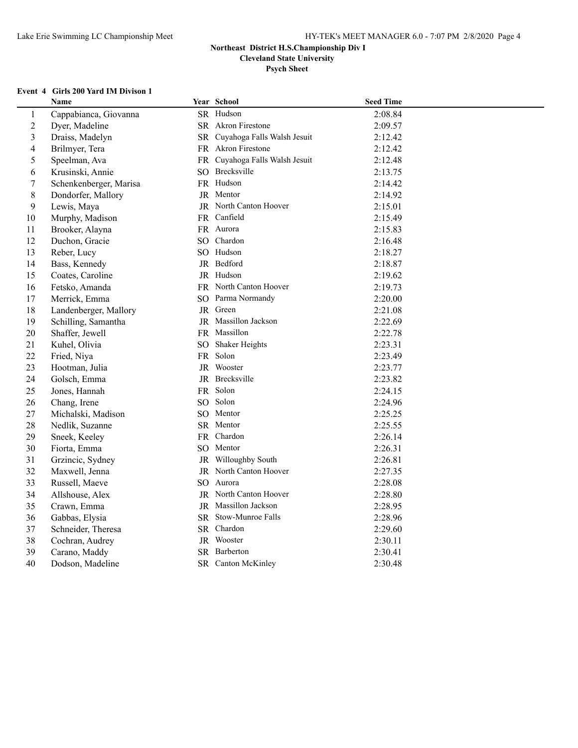**Northeast District H.S.Championship Div I**
**Cleveland State University**
**Psych Sheet**

### Event 4 Girls 200 Yard IM Divison 1

| | Name | Year | School | Seed Time |
|---|---|---|---|---|
| 1 | Cappabianca, Giovanna | SR | Hudson | 2:08.84 |
| 2 | Dyer, Madeline | SR | Akron Firestone | 2:09.57 |
| 3 | Draiss, Madelyn | SR | Cuyahoga Falls Walsh Jesuit | 2:12.42 |
| 4 | Brilmyer, Tera | FR | Akron Firestone | 2:12.42 |
| 5 | Speelman, Ava | FR | Cuyahoga Falls Walsh Jesuit | 2:12.48 |
| 6 | Krusinski, Annie | SO | Brecksville | 2:13.75 |
| 7 | Schenkenberger, Marisa | FR | Hudson | 2:14.42 |
| 8 | Dondorfer, Mallory | JR | Mentor | 2:14.92 |
| 9 | Lewis, Maya | JR | North Canton Hoover | 2:15.01 |
| 10 | Murphy, Madison | FR | Canfield | 2:15.49 |
| 11 | Brooker, Alayna | FR | Aurora | 2:15.83 |
| 12 | Duchon, Gracie | SO | Chardon | 2:16.48 |
| 13 | Reber, Lucy | SO | Hudson | 2:18.27 |
| 14 | Bass, Kennedy | JR | Bedford | 2:18.87 |
| 15 | Coates, Caroline | JR | Hudson | 2:19.62 |
| 16 | Fetsko, Amanda | FR | North Canton Hoover | 2:19.73 |
| 17 | Merrick, Emma | SO | Parma Normandy | 2:20.00 |
| 18 | Landenberger, Mallory | JR | Green | 2:21.08 |
| 19 | Schilling, Samantha | JR | Massillon Jackson | 2:22.69 |
| 20 | Shaffer, Jewell | FR | Massillon | 2:22.78 |
| 21 | Kuhel, Olivia | SO | Shaker Heights | 2:23.31 |
| 22 | Fried, Niya | FR | Solon | 2:23.49 |
| 23 | Hootman, Julia | JR | Wooster | 2:23.77 |
| 24 | Golsch, Emma | JR | Brecksville | 2:23.82 |
| 25 | Jones, Hannah | FR | Solon | 2:24.15 |
| 26 | Chang, Irene | SO | Solon | 2:24.96 |
| 27 | Michalski, Madison | SO | Mentor | 2:25.25 |
| 28 | Nedlik, Suzanne | SR | Mentor | 2:25.55 |
| 29 | Sneek, Keeley | FR | Chardon | 2:26.14 |
| 30 | Fiorta, Emma | SO | Mentor | 2:26.31 |
| 31 | Grzincic, Sydney | JR | Willoughby South | 2:26.81 |
| 32 | Maxwell, Jenna | JR | North Canton Hoover | 2:27.35 |
| 33 | Russell, Maeve | SO | Aurora | 2:28.08 |
| 34 | Allshouse, Alex | JR | North Canton Hoover | 2:28.80 |
| 35 | Crawn, Emma | JR | Massillon Jackson | 2:28.95 |
| 36 | Gabbas, Elysia | SR | Stow-Munroe Falls | 2:28.96 |
| 37 | Schneider, Theresa | SR | Chardon | 2:29.60 |
| 38 | Cochran, Audrey | JR | Wooster | 2:30.11 |
| 39 | Carano, Maddy | SR | Barberton | 2:30.41 |
| 40 | Dodson, Madeline | SR | Canton McKinley | 2:30.48 |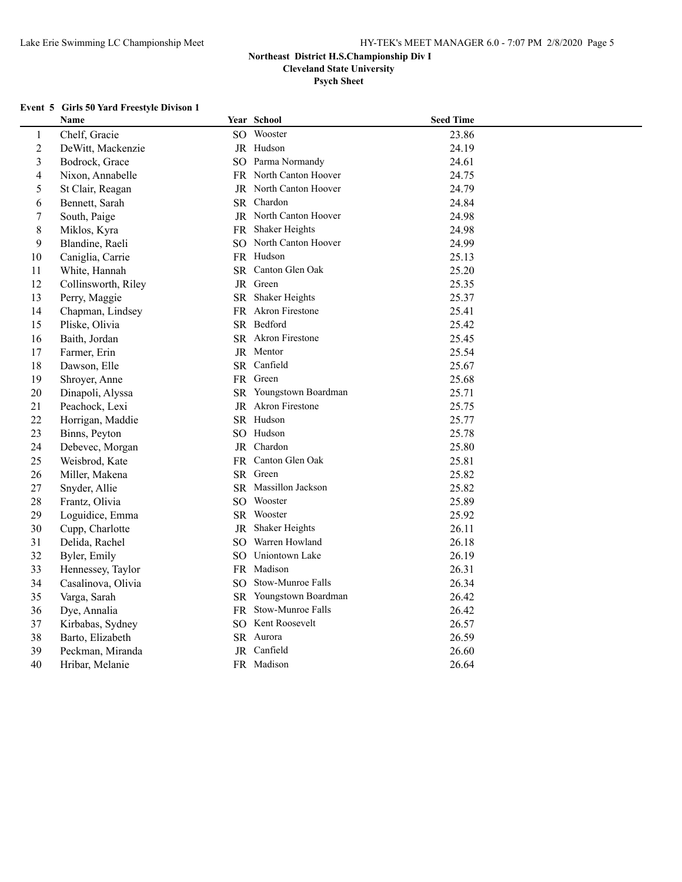**Northeast District H.S.Championship Div I**

**Cleveland State University**

**Psych Sheet**

**Event 5 Girls 50 Yard Freestyle Divison 1**

| | Name | Year | School | Seed Time |
|---|---|---|---|---|
| 1 | Chelf, Gracie | SO | Wooster | 23.86 |
| 2 | DeWitt, Mackenzie | JR | Hudson | 24.19 |
| 3 | Bodrock, Grace | SO | Parma Normandy | 24.61 |
| 4 | Nixon, Annabelle | FR | North Canton Hoover | 24.75 |
| 5 | St Clair, Reagan | JR | North Canton Hoover | 24.79 |
| 6 | Bennett, Sarah | SR | Chardon | 24.84 |
| 7 | South, Paige | JR | North Canton Hoover | 24.98 |
| 8 | Miklos, Kyra | FR | Shaker Heights | 24.98 |
| 9 | Blandine, Raeli | SO | North Canton Hoover | 24.99 |
| 10 | Caniglia, Carrie | FR | Hudson | 25.13 |
| 11 | White, Hannah | SR | Canton Glen Oak | 25.20 |
| 12 | Collinsworth, Riley | JR | Green | 25.35 |
| 13 | Perry, Maggie | SR | Shaker Heights | 25.37 |
| 14 | Chapman, Lindsey | FR | Akron Firestone | 25.41 |
| 15 | Pliske, Olivia | SR | Bedford | 25.42 |
| 16 | Baith, Jordan | SR | Akron Firestone | 25.45 |
| 17 | Farmer, Erin | JR | Mentor | 25.54 |
| 18 | Dawson, Elle | SR | Canfield | 25.67 |
| 19 | Shroyer, Anne | FR | Green | 25.68 |
| 20 | Dinapoli, Alyssa | SR | Youngstown Boardman | 25.71 |
| 21 | Peachock, Lexi | JR | Akron Firestone | 25.75 |
| 22 | Horrigan, Maddie | SR | Hudson | 25.77 |
| 23 | Binns, Peyton | SO | Hudson | 25.78 |
| 24 | Debevec, Morgan | JR | Chardon | 25.80 |
| 25 | Weisbrod, Kate | FR | Canton Glen Oak | 25.81 |
| 26 | Miller, Makena | SR | Green | 25.82 |
| 27 | Snyder, Allie | SR | Massillon Jackson | 25.82 |
| 28 | Frantz, Olivia | SO | Wooster | 25.89 |
| 29 | Loguidice, Emma | SR | Wooster | 25.92 |
| 30 | Cupp, Charlotte | JR | Shaker Heights | 26.11 |
| 31 | Delida, Rachel | SO | Warren Howland | 26.18 |
| 32 | Byler, Emily | SO | Uniontown Lake | 26.19 |
| 33 | Hennessey, Taylor | FR | Madison | 26.31 |
| 34 | Casalinova, Olivia | SO | Stow-Munroe Falls | 26.34 |
| 35 | Varga, Sarah | SR | Youngstown Boardman | 26.42 |
| 36 | Dye, Annalia | FR | Stow-Munroe Falls | 26.42 |
| 37 | Kirbabas, Sydney | SO | Kent Roosevelt | 26.57 |
| 38 | Barto, Elizabeth | SR | Aurora | 26.59 |
| 39 | Peckman, Miranda | JR | Canfield | 26.60 |
| 40 | Hribar, Melanie | FR | Madison | 26.64 |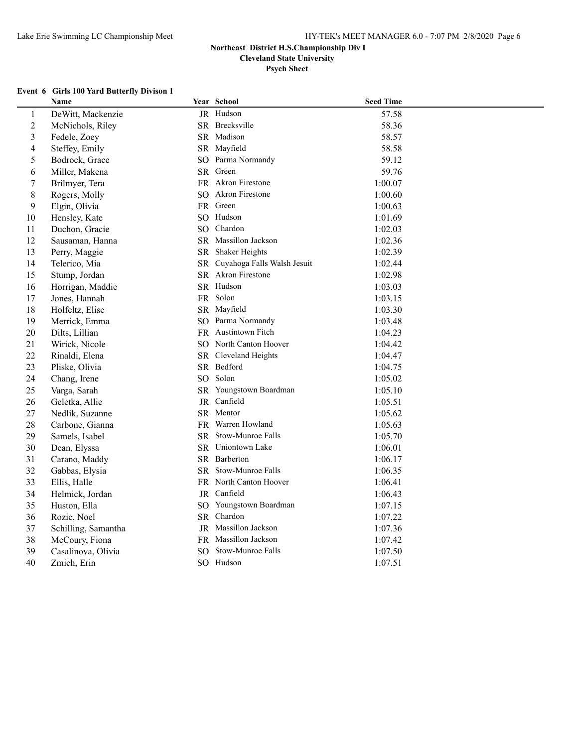**Northeast District H.S.Championship Div I**

**Cleveland State University**

**Psych Sheet**

### Event 6 Girls 100 Yard Butterfly Divison 1

| | Name | Year | School | Seed Time |
|---|---|---|---|---|
| 1 | DeWitt, Mackenzie | JR | Hudson | 57.58 |
| 2 | McNichols, Riley | SR | Brecksville | 58.36 |
| 3 | Fedele, Zoey | SR | Madison | 58.57 |
| 4 | Steffey, Emily | SR | Mayfield | 58.58 |
| 5 | Bodrock, Grace | SO | Parma Normandy | 59.12 |
| 6 | Miller, Makena | SR | Green | 59.76 |
| 7 | Brilmyer, Tera | FR | Akron Firestone | 1:00.07 |
| 8 | Rogers, Molly | SO | Akron Firestone | 1:00.60 |
| 9 | Elgin, Olivia | FR | Green | 1:00.63 |
| 10 | Hensley, Kate | SO | Hudson | 1:01.69 |
| 11 | Duchon, Gracie | SO | Chardon | 1:02.03 |
| 12 | Sausaman, Hanna | SR | Massillon Jackson | 1:02.36 |
| 13 | Perry, Maggie | SR | Shaker Heights | 1:02.39 |
| 14 | Telerico, Mia | SR | Cuyahoga Falls Walsh Jesuit | 1:02.44 |
| 15 | Stump, Jordan | SR | Akron Firestone | 1:02.98 |
| 16 | Horrigan, Maddie | SR | Hudson | 1:03.03 |
| 17 | Jones, Hannah | FR | Solon | 1:03.15 |
| 18 | Holfeltz, Elise | SR | Mayfield | 1:03.30 |
| 19 | Merrick, Emma | SO | Parma Normandy | 1:03.48 |
| 20 | Dilts, Lillian | FR | Austintown Fitch | 1:04.23 |
| 21 | Wirick, Nicole | SO | North Canton Hoover | 1:04.42 |
| 22 | Rinaldi, Elena | SR | Cleveland Heights | 1:04.47 |
| 23 | Pliske, Olivia | SR | Bedford | 1:04.75 |
| 24 | Chang, Irene | SO | Solon | 1:05.02 |
| 25 | Varga, Sarah | SR | Youngstown Boardman | 1:05.10 |
| 26 | Geletka, Allie | JR | Canfield | 1:05.51 |
| 27 | Nedlik, Suzanne | SR | Mentor | 1:05.62 |
| 28 | Carbone, Gianna | FR | Warren Howland | 1:05.63 |
| 29 | Samels, Isabel | SR | Stow-Munroe Falls | 1:05.70 |
| 30 | Dean, Elyssa | SR | Uniontown Lake | 1:06.01 |
| 31 | Carano, Maddy | SR | Barberton | 1:06.17 |
| 32 | Gabbas, Elysia | SR | Stow-Munroe Falls | 1:06.35 |
| 33 | Ellis, Halle | FR | North Canton Hoover | 1:06.41 |
| 34 | Helmick, Jordan | JR | Canfield | 1:06.43 |
| 35 | Huston, Ella | SO | Youngstown Boardman | 1:07.15 |
| 36 | Rozic, Noel | SR | Chardon | 1:07.22 |
| 37 | Schilling, Samantha | JR | Massillon Jackson | 1:07.36 |
| 38 | McCoury, Fiona | FR | Massillon Jackson | 1:07.42 |
| 39 | Casalinova, Olivia | SO | Stow-Munroe Falls | 1:07.50 |
| 40 | Zmich, Erin | SO | Hudson | 1:07.51 |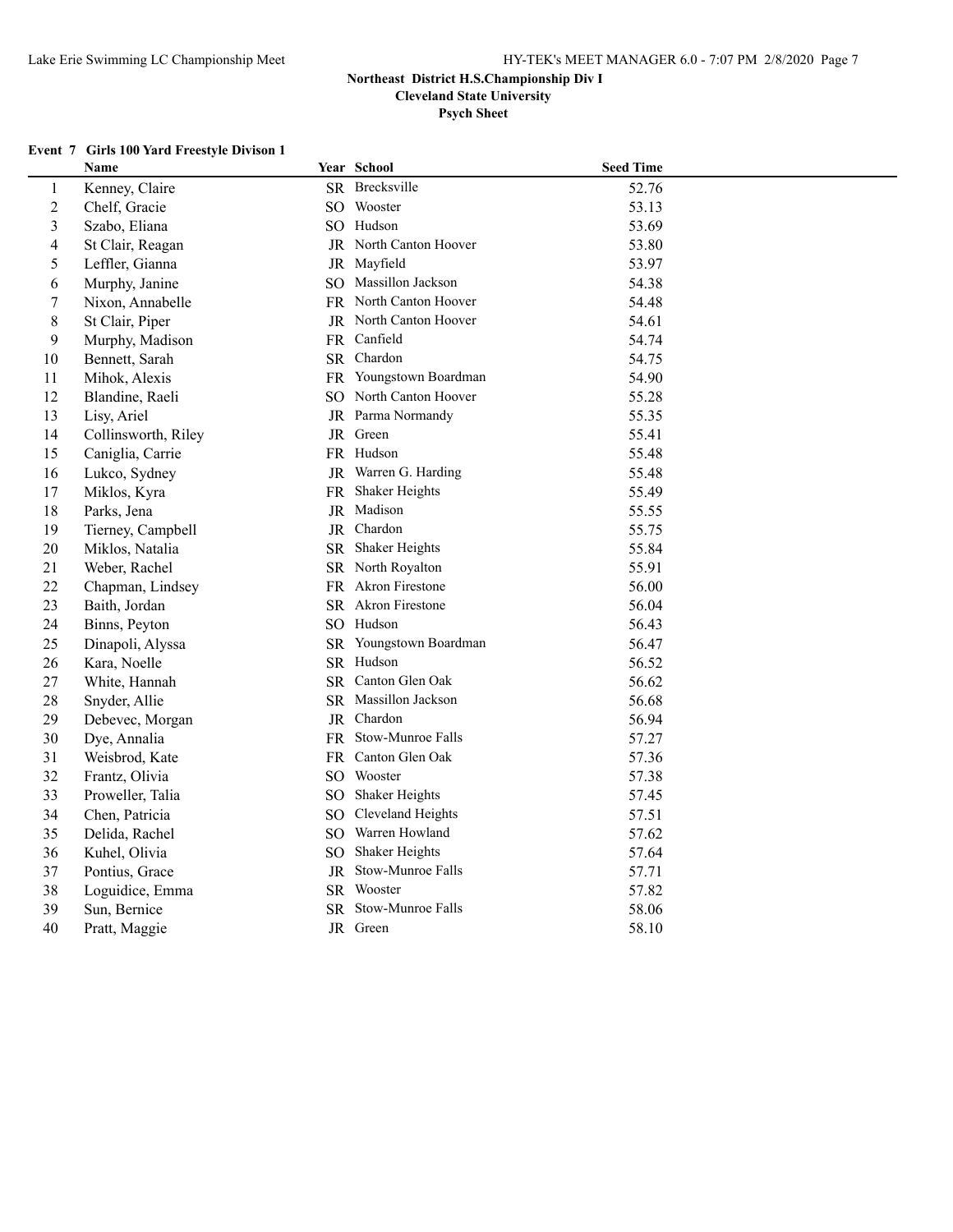**Northeast District H.S.Championship Div I**
**Cleveland State University**
**Psych Sheet**

**Event 7 Girls 100 Yard Freestyle Divison 1**

| | Name | Year | School | Seed Time |
|---|---|---|---|---|
| 1 | Kenney, Claire | SR | Brecksville | 52.76 |
| 2 | Chelf, Gracie | SO | Wooster | 53.13 |
| 3 | Szabo, Eliana | SO | Hudson | 53.69 |
| 4 | St Clair, Reagan | JR | North Canton Hoover | 53.80 |
| 5 | Leffler, Gianna | JR | Mayfield | 53.97 |
| 6 | Murphy, Janine | SO | Massillon Jackson | 54.38 |
| 7 | Nixon, Annabelle | FR | North Canton Hoover | 54.48 |
| 8 | St Clair, Piper | JR | North Canton Hoover | 54.61 |
| 9 | Murphy, Madison | FR | Canfield | 54.74 |
| 10 | Bennett, Sarah | SR | Chardon | 54.75 |
| 11 | Mihok, Alexis | FR | Youngstown Boardman | 54.90 |
| 12 | Blandine, Raeli | SO | North Canton Hoover | 55.28 |
| 13 | Lisy, Ariel | JR | Parma Normandy | 55.35 |
| 14 | Collinsworth, Riley | JR | Green | 55.41 |
| 15 | Caniglia, Carrie | FR | Hudson | 55.48 |
| 16 | Lukco, Sydney | JR | Warren G. Harding | 55.48 |
| 17 | Miklos, Kyra | FR | Shaker Heights | 55.49 |
| 18 | Parks, Jena | JR | Madison | 55.55 |
| 19 | Tierney, Campbell | JR | Chardon | 55.75 |
| 20 | Miklos, Natalia | SR | Shaker Heights | 55.84 |
| 21 | Weber, Rachel | SR | North Royalton | 55.91 |
| 22 | Chapman, Lindsey | FR | Akron Firestone | 56.00 |
| 23 | Baith, Jordan | SR | Akron Firestone | 56.04 |
| 24 | Binns, Peyton | SO | Hudson | 56.43 |
| 25 | Dinapoli, Alyssa | SR | Youngstown Boardman | 56.47 |
| 26 | Kara, Noelle | SR | Hudson | 56.52 |
| 27 | White, Hannah | SR | Canton Glen Oak | 56.62 |
| 28 | Snyder, Allie | SR | Massillon Jackson | 56.68 |
| 29 | Debevec, Morgan | JR | Chardon | 56.94 |
| 30 | Dye, Annalia | FR | Stow-Munroe Falls | 57.27 |
| 31 | Weisbrod, Kate | FR | Canton Glen Oak | 57.36 |
| 32 | Frantz, Olivia | SO | Wooster | 57.38 |
| 33 | Proweller, Talia | SO | Shaker Heights | 57.45 |
| 34 | Chen, Patricia | SO | Cleveland Heights | 57.51 |
| 35 | Delida, Rachel | SO | Warren Howland | 57.62 |
| 36 | Kuhel, Olivia | SO | Shaker Heights | 57.64 |
| 37 | Pontius, Grace | JR | Stow-Munroe Falls | 57.71 |
| 38 | Loguidice, Emma | SR | Wooster | 57.82 |
| 39 | Sun, Bernice | SR | Stow-Munroe Falls | 58.06 |
| 40 | Pratt, Maggie | JR | Green | 58.10 |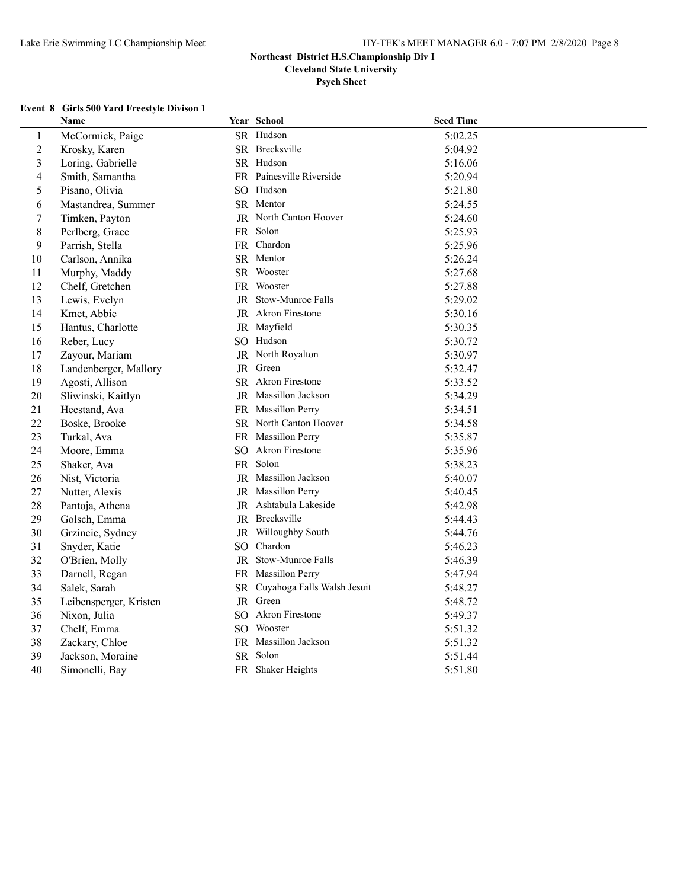**Northeast District H.S.Championship Div I**
**Cleveland State University**
**Psych Sheet**

**Event 8 Girls 500 Yard Freestyle Divison 1**

| | Name | Year | School | Seed Time |
|---|---|---|---|---|
| 1 | McCormick, Paige | SR | Hudson | 5:02.25 |
| 2 | Krosky, Karen | SR | Brecksville | 5:04.92 |
| 3 | Loring, Gabrielle | SR | Hudson | 5:16.06 |
| 4 | Smith, Samantha | FR | Painesville Riverside | 5:20.94 |
| 5 | Pisano, Olivia | SO | Hudson | 5:21.80 |
| 6 | Mastandrea, Summer | SR | Mentor | 5:24.55 |
| 7 | Timken, Payton | JR | North Canton Hoover | 5:24.60 |
| 8 | Perlberg, Grace | FR | Solon | 5:25.93 |
| 9 | Parrish, Stella | FR | Chardon | 5:25.96 |
| 10 | Carlson, Annika | SR | Mentor | 5:26.24 |
| 11 | Murphy, Maddy | SR | Wooster | 5:27.68 |
| 12 | Chelf, Gretchen | FR | Wooster | 5:27.88 |
| 13 | Lewis, Evelyn | JR | Stow-Munroe Falls | 5:29.02 |
| 14 | Kmet, Abbie | JR | Akron Firestone | 5:30.16 |
| 15 | Hantus, Charlotte | JR | Mayfield | 5:30.35 |
| 16 | Reber, Lucy | SO | Hudson | 5:30.72 |
| 17 | Zayour, Mariam | JR | North Royalton | 5:30.97 |
| 18 | Landenberger, Mallory | JR | Green | 5:32.47 |
| 19 | Agosti, Allison | SR | Akron Firestone | 5:33.52 |
| 20 | Sliwinski, Kaitlyn | JR | Massillon Jackson | 5:34.29 |
| 21 | Heestand, Ava | FR | Massillon Perry | 5:34.51 |
| 22 | Boske, Brooke | SR | North Canton Hoover | 5:34.58 |
| 23 | Turkal, Ava | FR | Massillon Perry | 5:35.87 |
| 24 | Moore, Emma | SO | Akron Firestone | 5:35.96 |
| 25 | Shaker, Ava | FR | Solon | 5:38.23 |
| 26 | Nist, Victoria | JR | Massillon Jackson | 5:40.07 |
| 27 | Nutter, Alexis | JR | Massillon Perry | 5:40.45 |
| 28 | Pantoja, Athena | JR | Ashtabula Lakeside | 5:42.98 |
| 29 | Golsch, Emma | JR | Brecksville | 5:44.43 |
| 30 | Grzincic, Sydney | JR | Willoughby South | 5:44.76 |
| 31 | Snyder, Katie | SO | Chardon | 5:46.23 |
| 32 | O'Brien, Molly | JR | Stow-Munroe Falls | 5:46.39 |
| 33 | Darnell, Regan | FR | Massillon Perry | 5:47.94 |
| 34 | Salek, Sarah | SR | Cuyahoga Falls Walsh Jesuit | 5:48.27 |
| 35 | Leibensperger, Kristen | JR | Green | 5:48.72 |
| 36 | Nixon, Julia | SO | Akron Firestone | 5:49.37 |
| 37 | Chelf, Emma | SO | Wooster | 5:51.32 |
| 38 | Zackary, Chloe | FR | Massillon Jackson | 5:51.32 |
| 39 | Jackson, Moraine | SR | Solon | 5:51.44 |
| 40 | Simonelli, Bay | FR | Shaker Heights | 5:51.80 |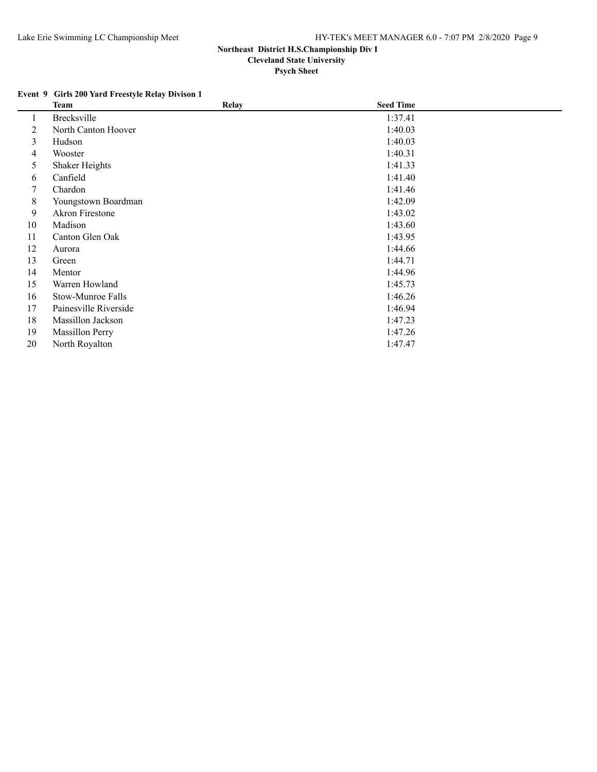**Northeast District H.S.Championship Div I**
**Cleveland State University**
**Psych Sheet**

**Event 9 Girls 200 Yard Freestyle Relay Divison 1**

| | Team | Relay | Seed Time |
|---|---|---|---|
| 1 | Brecksville | | 1:37.41 |
| 2 | North Canton Hoover | | 1:40.03 |
| 3 | Hudson | | 1:40.03 |
| 4 | Wooster | | 1:40.31 |
| 5 | Shaker Heights | | 1:41.33 |
| 6 | Canfield | | 1:41.40 |
| 7 | Chardon | | 1:41.46 |
| 8 | Youngstown Boardman | | 1:42.09 |
| 9 | Akron Firestone | | 1:43.02 |
| 10 | Madison | | 1:43.60 |
| 11 | Canton Glen Oak | | 1:43.95 |
| 12 | Aurora | | 1:44.66 |
| 13 | Green | | 1:44.71 |
| 14 | Mentor | | 1:44.96 |
| 15 | Warren Howland | | 1:45.73 |
| 16 | Stow-Munroe Falls | | 1:46.26 |
| 17 | Painesville Riverside | | 1:46.94 |
| 18 | Massillon Jackson | | 1:47.23 |
| 19 | Massillon Perry | | 1:47.26 |
| 20 | North Royalton | | 1:47.47 |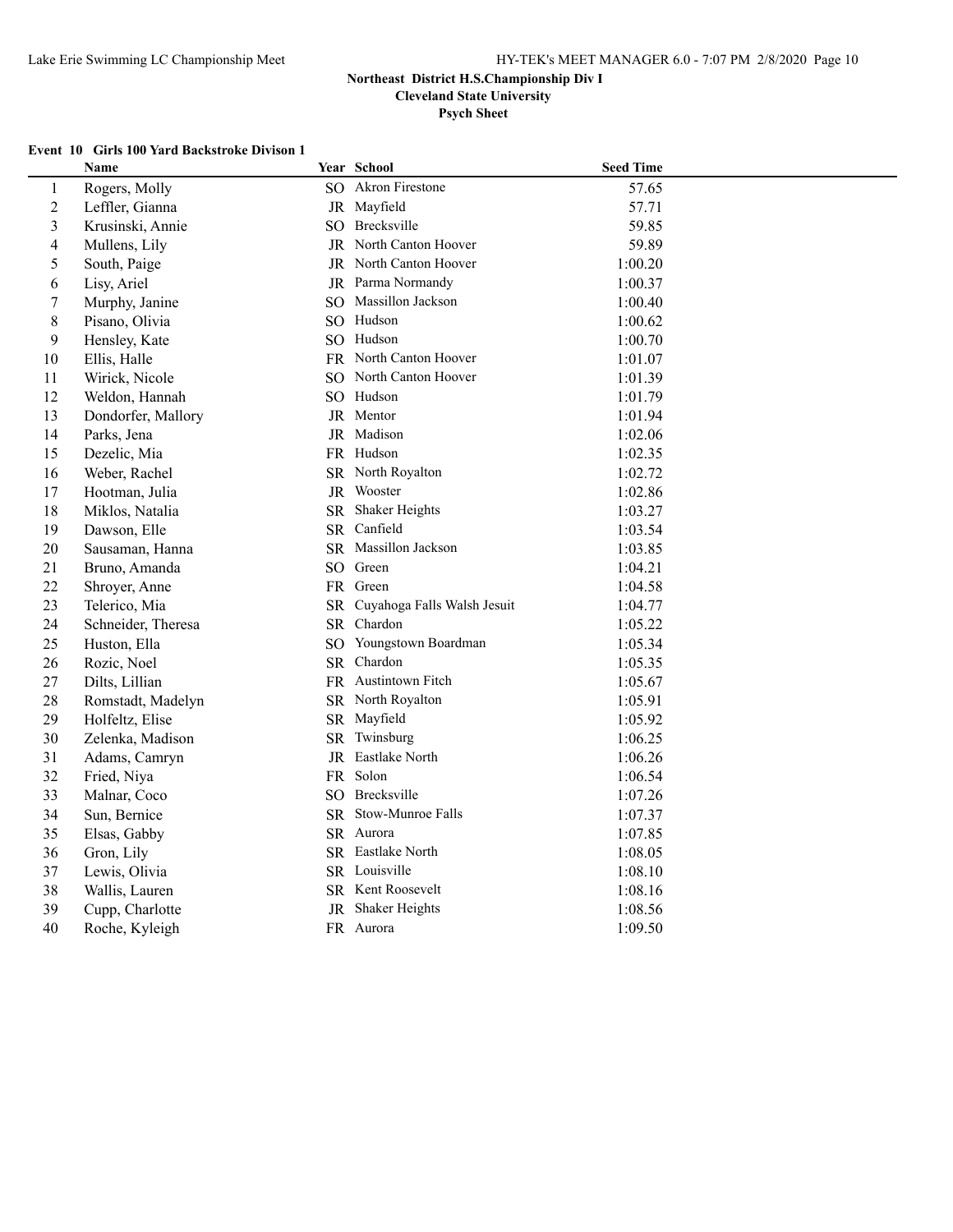**Northeast District H.S.Championship Div I**

**Cleveland State University**

**Psych Sheet**

### Event 10 Girls 100 Yard Backstroke Divison 1

| | Name | Year | School | Seed Time |
|---|---|---|---|---|
| 1 | Rogers, Molly | SO | Akron Firestone | 57.65 |
| 2 | Leffler, Gianna | JR | Mayfield | 57.71 |
| 3 | Krusinski, Annie | SO | Brecksville | 59.85 |
| 4 | Mullens, Lily | JR | North Canton Hoover | 59.89 |
| 5 | South, Paige | JR | North Canton Hoover | 1:00.20 |
| 6 | Lisy, Ariel | JR | Parma Normandy | 1:00.37 |
| 7 | Murphy, Janine | SO | Massillon Jackson | 1:00.40 |
| 8 | Pisano, Olivia | SO | Hudson | 1:00.62 |
| 9 | Hensley, Kate | SO | Hudson | 1:00.70 |
| 10 | Ellis, Halle | FR | North Canton Hoover | 1:01.07 |
| 11 | Wirick, Nicole | SO | North Canton Hoover | 1:01.39 |
| 12 | Weldon, Hannah | SO | Hudson | 1:01.79 |
| 13 | Dondorfer, Mallory | JR | Mentor | 1:01.94 |
| 14 | Parks, Jena | JR | Madison | 1:02.06 |
| 15 | Dezelic, Mia | FR | Hudson | 1:02.35 |
| 16 | Weber, Rachel | SR | North Royalton | 1:02.72 |
| 17 | Hootman, Julia | JR | Wooster | 1:02.86 |
| 18 | Miklos, Natalia | SR | Shaker Heights | 1:03.27 |
| 19 | Dawson, Elle | SR | Canfield | 1:03.54 |
| 20 | Sausaman, Hanna | SR | Massillon Jackson | 1:03.85 |
| 21 | Bruno, Amanda | SO | Green | 1:04.21 |
| 22 | Shroyer, Anne | FR | Green | 1:04.58 |
| 23 | Telerico, Mia | SR | Cuyahoga Falls Walsh Jesuit | 1:04.77 |
| 24 | Schneider, Theresa | SR | Chardon | 1:05.22 |
| 25 | Huston, Ella | SO | Youngstown Boardman | 1:05.34 |
| 26 | Rozic, Noel | SR | Chardon | 1:05.35 |
| 27 | Dilts, Lillian | FR | Austintown Fitch | 1:05.67 |
| 28 | Romstadt, Madelyn | SR | North Royalton | 1:05.91 |
| 29 | Holfeltz, Elise | SR | Mayfield | 1:05.92 |
| 30 | Zelenka, Madison | SR | Twinsburg | 1:06.25 |
| 31 | Adams, Camryn | JR | Eastlake North | 1:06.26 |
| 32 | Fried, Niya | FR | Solon | 1:06.54 |
| 33 | Malnar, Coco | SO | Brecksville | 1:07.26 |
| 34 | Sun, Bernice | SR | Stow-Munroe Falls | 1:07.37 |
| 35 | Elsas, Gabby | SR | Aurora | 1:07.85 |
| 36 | Gron, Lily | SR | Eastlake North | 1:08.05 |
| 37 | Lewis, Olivia | SR | Louisville | 1:08.10 |
| 38 | Wallis, Lauren | SR | Kent Roosevelt | 1:08.16 |
| 39 | Cupp, Charlotte | JR | Shaker Heights | 1:08.56 |
| 40 | Roche, Kyleigh | FR | Aurora | 1:09.50 |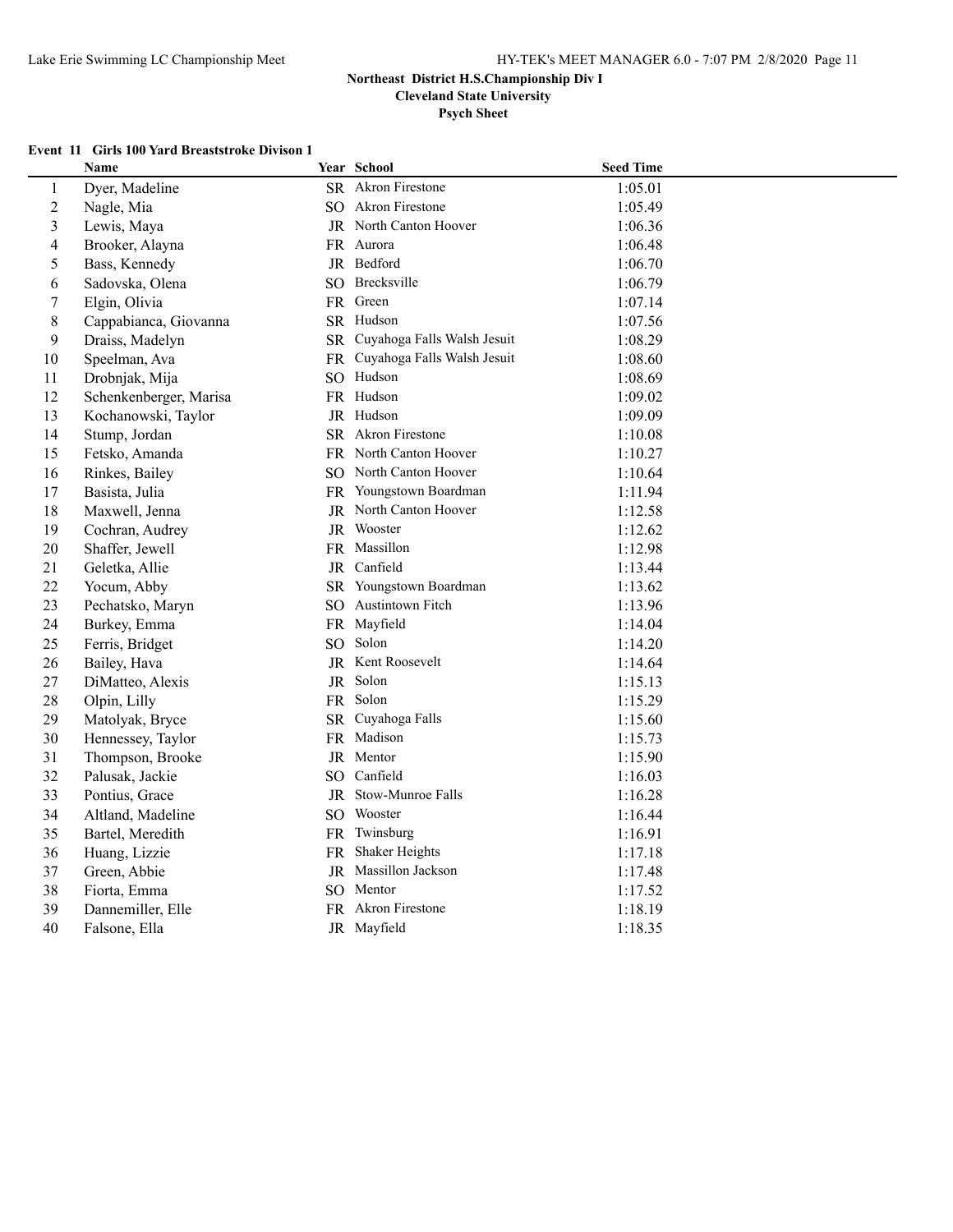**Northeast District H.S.Championship Div I**

**Cleveland State University**

**Psych Sheet**

### Event 11 Girls 100 Yard Breaststroke Divison 1

| | Name | Year | School | Seed Time |
|---|---|---|---|---|
| 1 | Dyer, Madeline | SR | Akron Firestone | 1:05.01 |
| 2 | Nagle, Mia | SO | Akron Firestone | 1:05.49 |
| 3 | Lewis, Maya | JR | North Canton Hoover | 1:06.36 |
| 4 | Brooker, Alayna | FR | Aurora | 1:06.48 |
| 5 | Bass, Kennedy | JR | Bedford | 1:06.70 |
| 6 | Sadovska, Olena | SO | Brecksville | 1:06.79 |
| 7 | Elgin, Olivia | FR | Green | 1:07.14 |
| 8 | Cappabianca, Giovanna | SR | Hudson | 1:07.56 |
| 9 | Draiss, Madelyn | SR | Cuyahoga Falls Walsh Jesuit | 1:08.29 |
| 10 | Speelman, Ava | FR | Cuyahoga Falls Walsh Jesuit | 1:08.60 |
| 11 | Drobnjak, Mija | SO | Hudson | 1:08.69 |
| 12 | Schenkenberger, Marisa | FR | Hudson | 1:09.02 |
| 13 | Kochanowski, Taylor | JR | Hudson | 1:09.09 |
| 14 | Stump, Jordan | SR | Akron Firestone | 1:10.08 |
| 15 | Fetsko, Amanda | FR | North Canton Hoover | 1:10.27 |
| 16 | Rinkes, Bailey | SO | North Canton Hoover | 1:10.64 |
| 17 | Basista, Julia | FR | Youngstown Boardman | 1:11.94 |
| 18 | Maxwell, Jenna | JR | North Canton Hoover | 1:12.58 |
| 19 | Cochran, Audrey | JR | Wooster | 1:12.62 |
| 20 | Shaffer, Jewell | FR | Massillon | 1:12.98 |
| 21 | Geletka, Allie | JR | Canfield | 1:13.44 |
| 22 | Yocum, Abby | SR | Youngstown Boardman | 1:13.62 |
| 23 | Pechatsko, Maryn | SO | Austintown Fitch | 1:13.96 |
| 24 | Burkey, Emma | FR | Mayfield | 1:14.04 |
| 25 | Ferris, Bridget | SO | Solon | 1:14.20 |
| 26 | Bailey, Hava | JR | Kent Roosevelt | 1:14.64 |
| 27 | DiMatteo, Alexis | JR | Solon | 1:15.13 |
| 28 | Olpin, Lilly | FR | Solon | 1:15.29 |
| 29 | Matolyak, Bryce | SR | Cuyahoga Falls | 1:15.60 |
| 30 | Hennessey, Taylor | FR | Madison | 1:15.73 |
| 31 | Thompson, Brooke | JR | Mentor | 1:15.90 |
| 32 | Palusak, Jackie | SO | Canfield | 1:16.03 |
| 33 | Pontius, Grace | JR | Stow-Munroe Falls | 1:16.28 |
| 34 | Altland, Madeline | SO | Wooster | 1:16.44 |
| 35 | Bartel, Meredith | FR | Twinsburg | 1:16.91 |
| 36 | Huang, Lizzie | FR | Shaker Heights | 1:17.18 |
| 37 | Green, Abbie | JR | Massillon Jackson | 1:17.48 |
| 38 | Fiorta, Emma | SO | Mentor | 1:17.52 |
| 39 | Dannemiller, Elle | FR | Akron Firestone | 1:18.19 |
| 40 | Falsone, Ella | JR | Mayfield | 1:18.35 |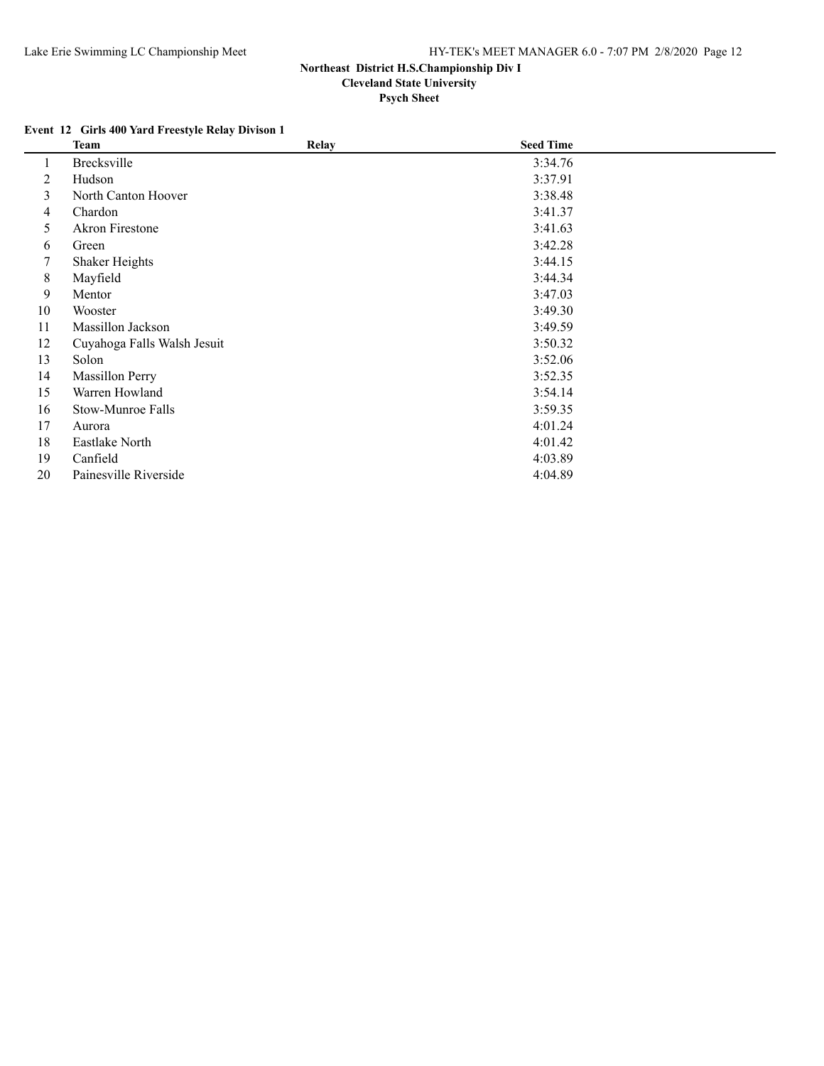## Northeast District H.S.Championship Div I

### Cleveland State University

### Psych Sheet

**Event 12 Girls 400 Yard Freestyle Relay Divison 1**

| | Team | Relay | Seed Time |
|---|---|---|---|
| 1 | Brecksville | | 3:34.76 |
| 2 | Hudson | | 3:37.91 |
| 3 | North Canton Hoover | | 3:38.48 |
| 4 | Chardon | | 3:41.37 |
| 5 | Akron Firestone | | 3:41.63 |
| 6 | Green | | 3:42.28 |
| 7 | Shaker Heights | | 3:44.15 |
| 8 | Mayfield | | 3:44.34 |
| 9 | Mentor | | 3:47.03 |
| 10 | Wooster | | 3:49.30 |
| 11 | Massillon Jackson | | 3:49.59 |
| 12 | Cuyahoga Falls Walsh Jesuit | | 3:50.32 |
| 13 | Solon | | 3:52.06 |
| 14 | Massillon Perry | | 3:52.35 |
| 15 | Warren Howland | | 3:54.14 |
| 16 | Stow-Munroe Falls | | 3:59.35 |
| 17 | Aurora | | 4:01.24 |
| 18 | Eastlake North | | 4:01.42 |
| 19 | Canfield | | 4:03.89 |
| 20 | Painesville Riverside | | 4:04.89 |